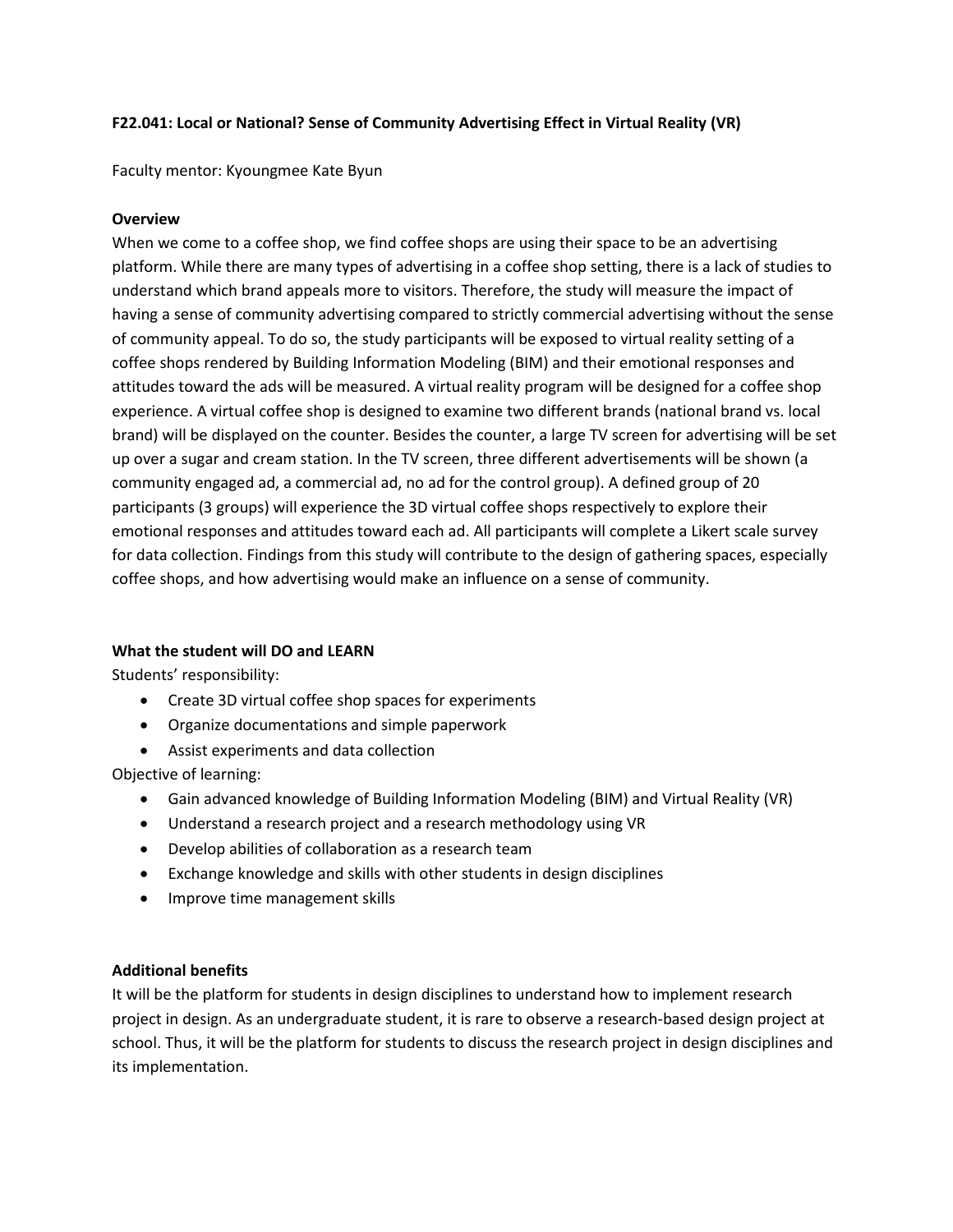**F22.041: Local or National? Sense of Community Advertising Effect in Virtual Reality (VR)**

Faculty mentor: Kyoungmee Kate Byun

**Overview**

When we come to a coffee shop, we find coffee shops are using their space to be an advertising platform. While there are many types of advertising in a coffee shop setting, there is a lack of studies to understand which brand appeals more to visitors. Therefore, the study will measure the impact of having a sense of community advertising compared to strictly commercial advertising without the sense of community appeal. To do so, the study participants will be exposed to virtual reality setting of a coffee shops rendered by Building Information Modeling (BIM) and their emotional responses and attitudes toward the ads will be measured. A virtual reality program will be designed for a coffee shop experience. A virtual coffee shop is designed to examine two different brands (national brand vs. local brand) will be displayed on the counter. Besides the counter, a large TV screen for advertising will be set up over a sugar and cream station. In the TV screen, three different advertisements will be shown (a community engaged ad, a commercial ad, no ad for the control group). A defined group of 20 participants (3 groups) will experience the 3D virtual coffee shops respectively to explore their emotional responses and attitudes toward each ad. All participants will complete a Likert scale survey for data collection. Findings from this study will contribute to the design of gathering spaces, especially coffee shops, and how advertising would make an influence on a sense of community.

**What the student will DO and LEARN**

Students' responsibility:

- Create 3D virtual coffee shop spaces for experiments
- Organize documentations and simple paperwork
- Assist experiments and data collection

Objective of learning:

- Gain advanced knowledge of Building Information Modeling (BIM) and Virtual Reality (VR)
- Understand a research project and a research methodology using VR
- Develop abilities of collaboration as a research team
- Exchange knowledge and skills with other students in design disciplines
- Improve time management skills

**Additional benefits**

It will be the platform for students in design disciplines to understand how to implement research project in design. As an undergraduate student, it is rare to observe a research-based design project at school. Thus, it will be the platform for students to discuss the research project in design disciplines and its implementation.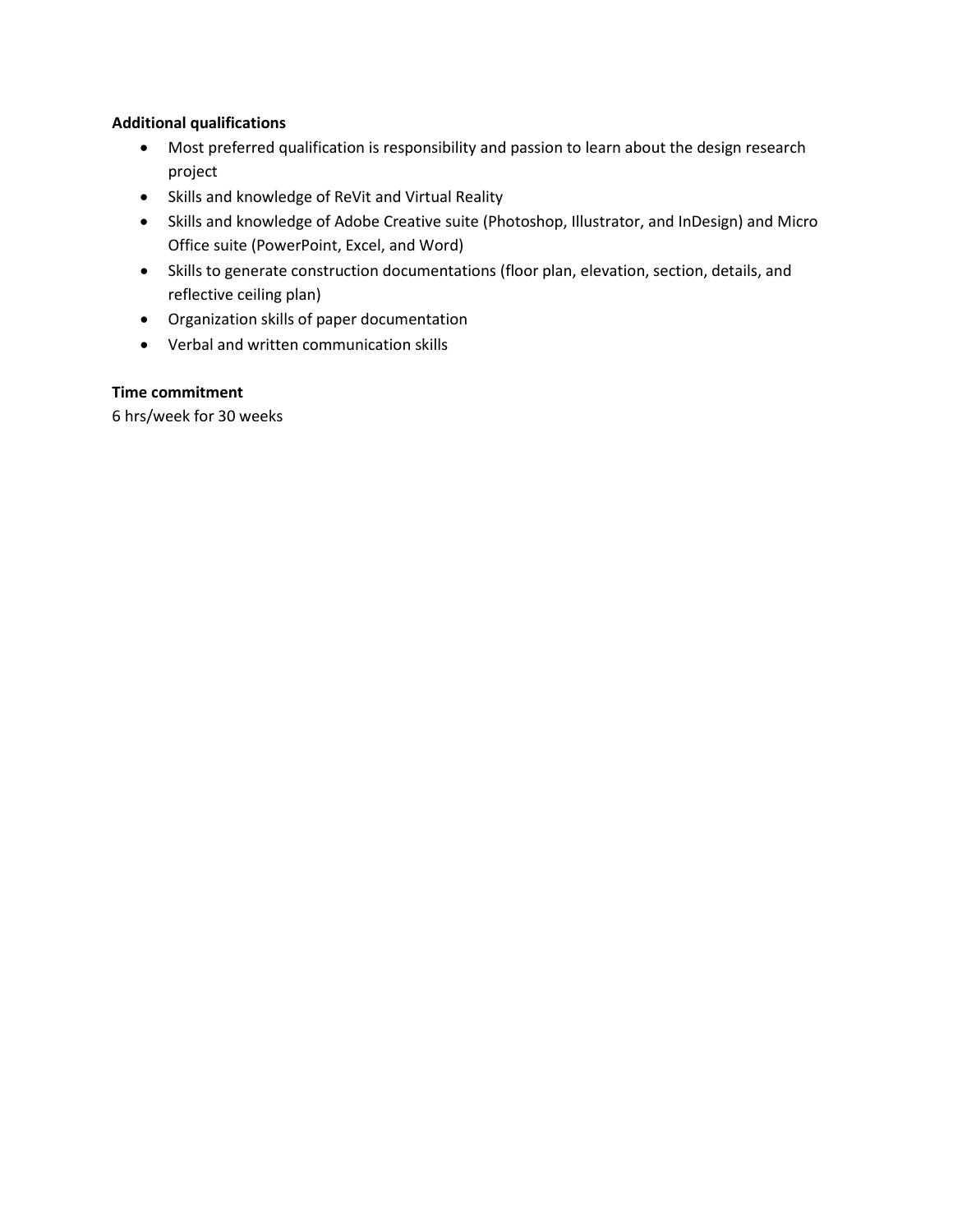**Additional qualifications**

- Most preferred qualification is responsibility and passion to learn about the design research project
- Skills and knowledge of ReVit and Virtual Reality
- Skills and knowledge of Adobe Creative suite (Photoshop, Illustrator, and InDesign) and Micro Office suite (PowerPoint, Excel, and Word)
- Skills to generate construction documentations (floor plan, elevation, section, details, and reflective ceiling plan)
- Organization skills of paper documentation
- Verbal and written communication skills

**Time commitment**

6 hrs/week for 30 weeks